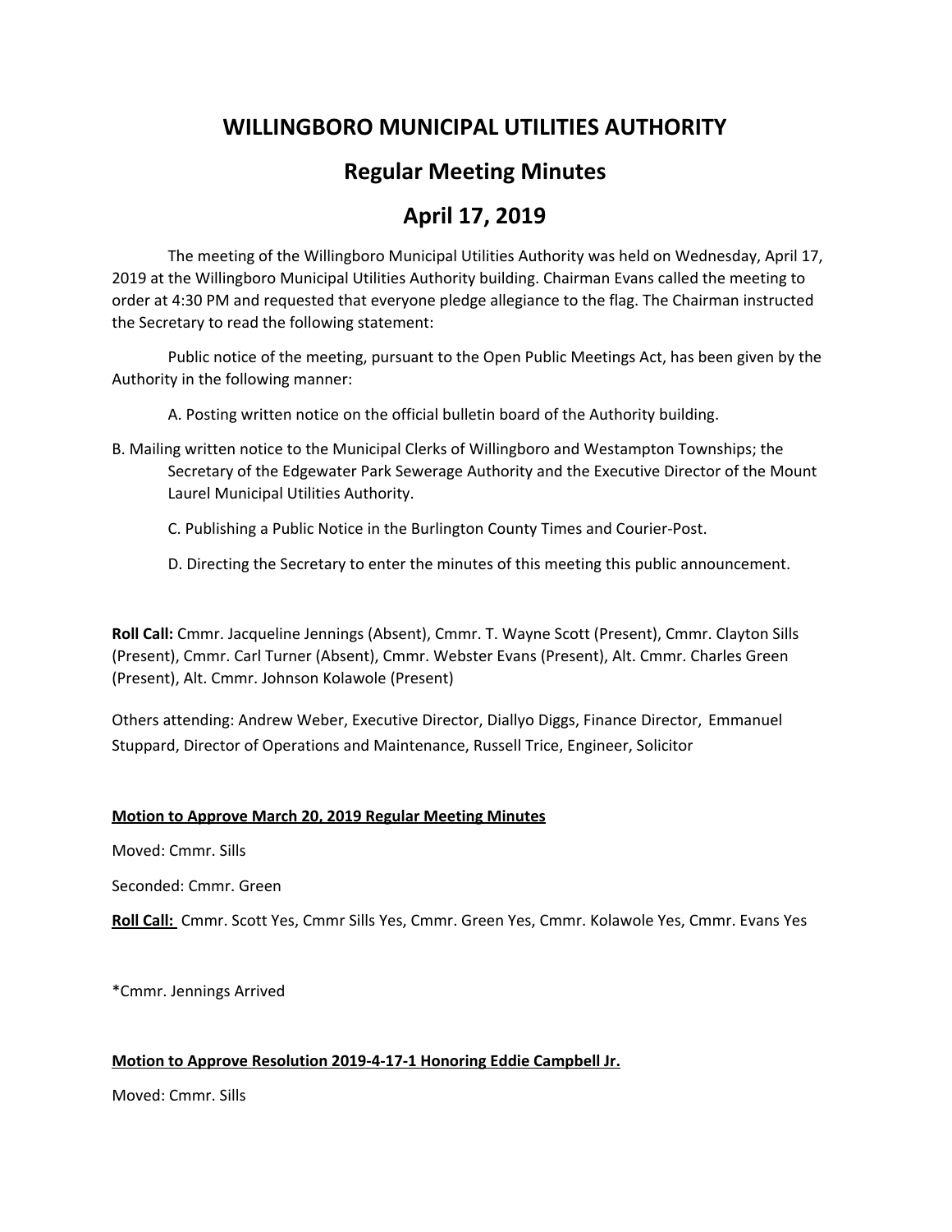# WILLINGBORO MUNICIPAL UTILITIES AUTHORITY

## Regular Meeting Minutes

## April 17, 2019

The meeting of the Willingboro Municipal Utilities Authority was held on Wednesday, April 17, 2019 at the Willingboro Municipal Utilities Authority building. Chairman Evans called the meeting to order at 4:30 PM and requested that everyone pledge allegiance to the flag. The Chairman instructed the Secretary to read the following statement:

Public notice of the meeting, pursuant to the Open Public Meetings Act, has been given by the Authority in the following manner:

A. Posting written notice on the official bulletin board of the Authority building.

B. Mailing written notice to the Municipal Clerks of Willingboro and Westampton Townships; the Secretary of the Edgewater Park Sewerage Authority and the Executive Director of the Mount Laurel Municipal Utilities Authority.

C. Publishing a Public Notice in the Burlington County Times and Courier-Post.

D. Directing the Secretary to enter the minutes of this meeting this public announcement.

**Roll Call:** Cmmr. Jacqueline Jennings (Absent), Cmmr. T. Wayne Scott (Present), Cmmr. Clayton Sills (Present), Cmmr. Carl Turner (Absent), Cmmr. Webster Evans (Present), Alt. Cmmr. Charles Green (Present), Alt. Cmmr. Johnson Kolawole (Present)

Others attending: Andrew Weber, Executive Director, Diallyo Diggs, Finance Director, Emmanuel Stuppard, Director of Operations and Maintenance, Russell Trice, Engineer, Solicitor

**Motion to Approve March 20, 2019 Regular Meeting Minutes**

Moved: Cmmr. Sills

Seconded: Cmmr. Green

**Roll Call:** Cmmr. Scott Yes, Cmmr Sills Yes, Cmmr. Green Yes, Cmmr. Kolawole Yes, Cmmr. Evans Yes

*Cmmr. Jennings Arrived

**Motion to Approve Resolution 2019-4-17-1 Honoring Eddie Campbell Jr.**

Moved: Cmmr. Sills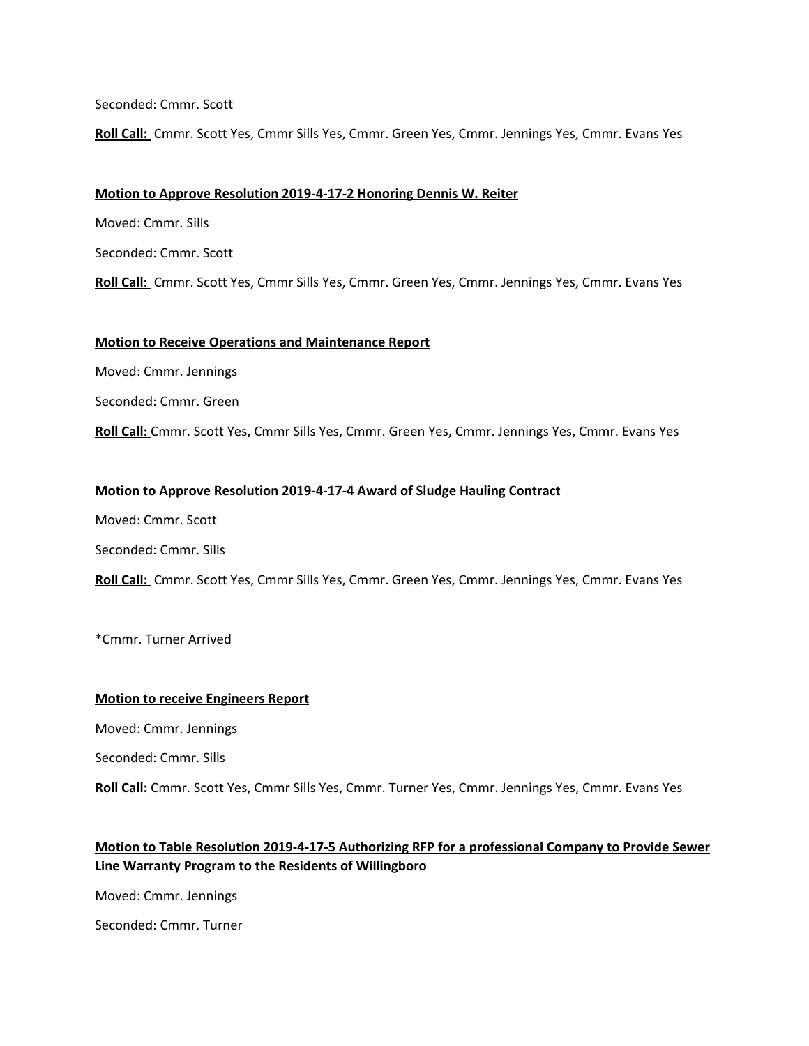Seconded: Cmmr. Scott

**Roll Call:** Cmmr. Scott Yes, Cmmr Sills Yes, Cmmr. Green Yes, Cmmr. Jennings Yes, Cmmr. Evans Yes

**Motion to Approve Resolution 2019-4-17-2 Honoring Dennis W. Reiter**

Moved: Cmmr. Sills

Seconded: Cmmr. Scott

**Roll Call:** Cmmr. Scott Yes, Cmmr Sills Yes, Cmmr. Green Yes, Cmmr. Jennings Yes, Cmmr. Evans Yes

**Motion to Receive Operations and Maintenance Report**

Moved: Cmmr. Jennings

Seconded: Cmmr. Green

**Roll Call:** Cmmr. Scott Yes, Cmmr Sills Yes, Cmmr. Green Yes, Cmmr. Jennings Yes, Cmmr. Evans Yes

**Motion to Approve Resolution 2019-4-17-4 Award of Sludge Hauling Contract**

Moved: Cmmr. Scott

Seconded: Cmmr. Sills

**Roll Call:** Cmmr. Scott Yes, Cmmr Sills Yes, Cmmr. Green Yes, Cmmr. Jennings Yes, Cmmr. Evans Yes

*Cmmr. Turner Arrived

**Motion to receive Engineers Report**

Moved: Cmmr. Jennings

Seconded: Cmmr. Sills

**Roll Call:** Cmmr. Scott Yes, Cmmr Sills Yes, Cmmr. Turner Yes, Cmmr. Jennings Yes, Cmmr. Evans Yes

**Motion to Table Resolution 2019-4-17-5 Authorizing RFP for a professional Company to Provide Sewer Line Warranty Program to the Residents of Willingboro**

Moved: Cmmr. Jennings

Seconded: Cmmr. Turner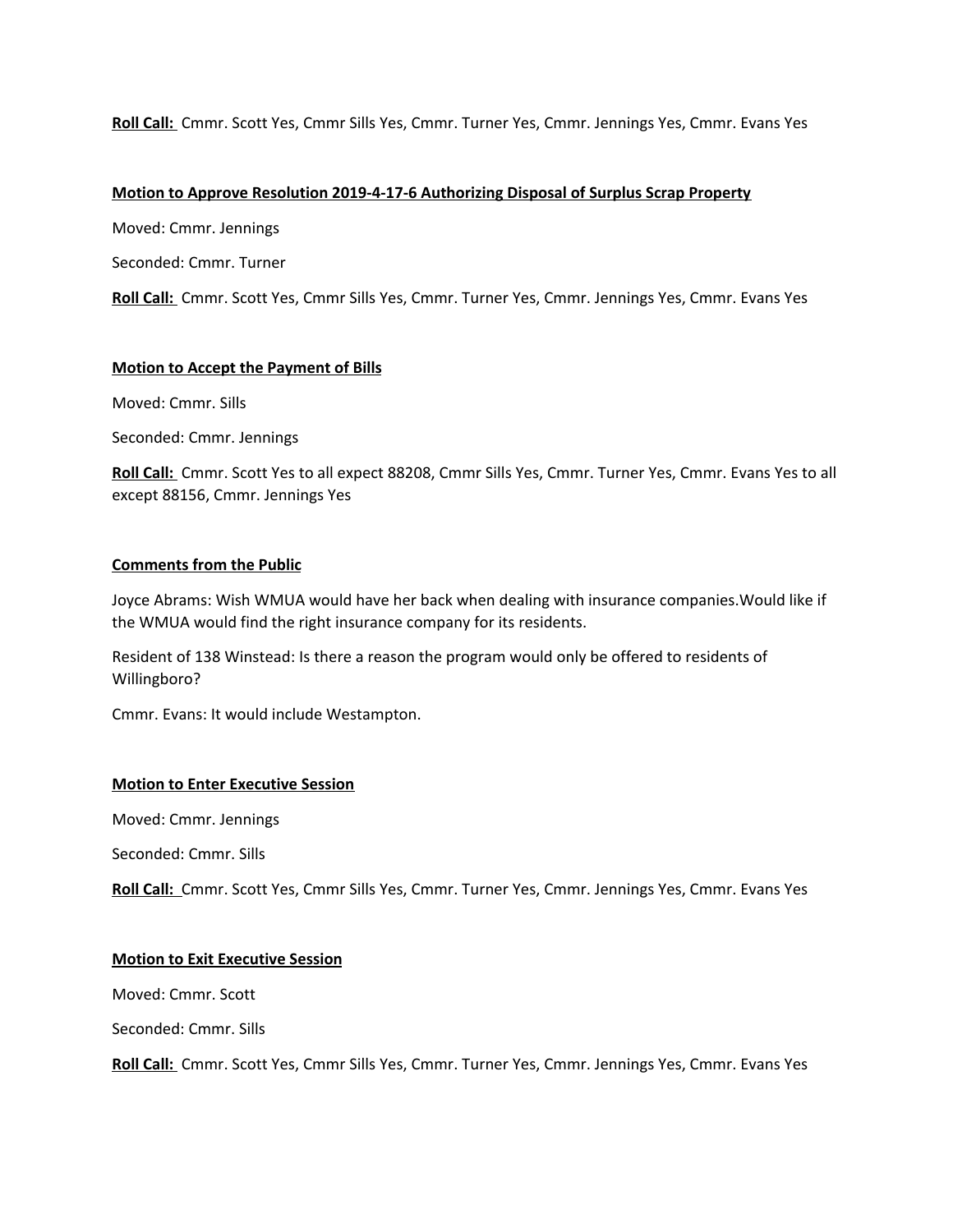**Roll Call:** Cmmr. Scott Yes, Cmmr Sills Yes, Cmmr. Turner Yes, Cmmr. Jennings Yes, Cmmr. Evans Yes

**Motion to Approve Resolution 2019-4-17-6 Authorizing Disposal of Surplus Scrap Property**

Moved: Cmmr. Jennings

Seconded: Cmmr. Turner

**Roll Call:** Cmmr. Scott Yes, Cmmr Sills Yes, Cmmr. Turner Yes, Cmmr. Jennings Yes, Cmmr. Evans Yes

**Motion to Accept the Payment of Bills**

Moved: Cmmr. Sills

Seconded: Cmmr. Jennings

**Roll Call:** Cmmr. Scott Yes to all expect 88208, Cmmr Sills Yes, Cmmr. Turner Yes, Cmmr. Evans Yes to all except 88156, Cmmr. Jennings Yes

**Comments from the Public**

Joyce Abrams: Wish WMUA would have her back when dealing with insurance companies.Would like if the WMUA would find the right insurance company for its residents.

Resident of 138 Winstead: Is there a reason the program would only be offered to residents of Willingboro?

Cmmr. Evans: It would include Westampton.

**Motion to Enter Executive Session**

Moved: Cmmr. Jennings

Seconded: Cmmr. Sills

**Roll Call:** Cmmr. Scott Yes, Cmmr Sills Yes, Cmmr. Turner Yes, Cmmr. Jennings Yes, Cmmr. Evans Yes

**Motion to Exit Executive Session**

Moved: Cmmr. Scott

Seconded: Cmmr. Sills

**Roll Call:** Cmmr. Scott Yes, Cmmr Sills Yes, Cmmr. Turner Yes, Cmmr. Jennings Yes, Cmmr. Evans Yes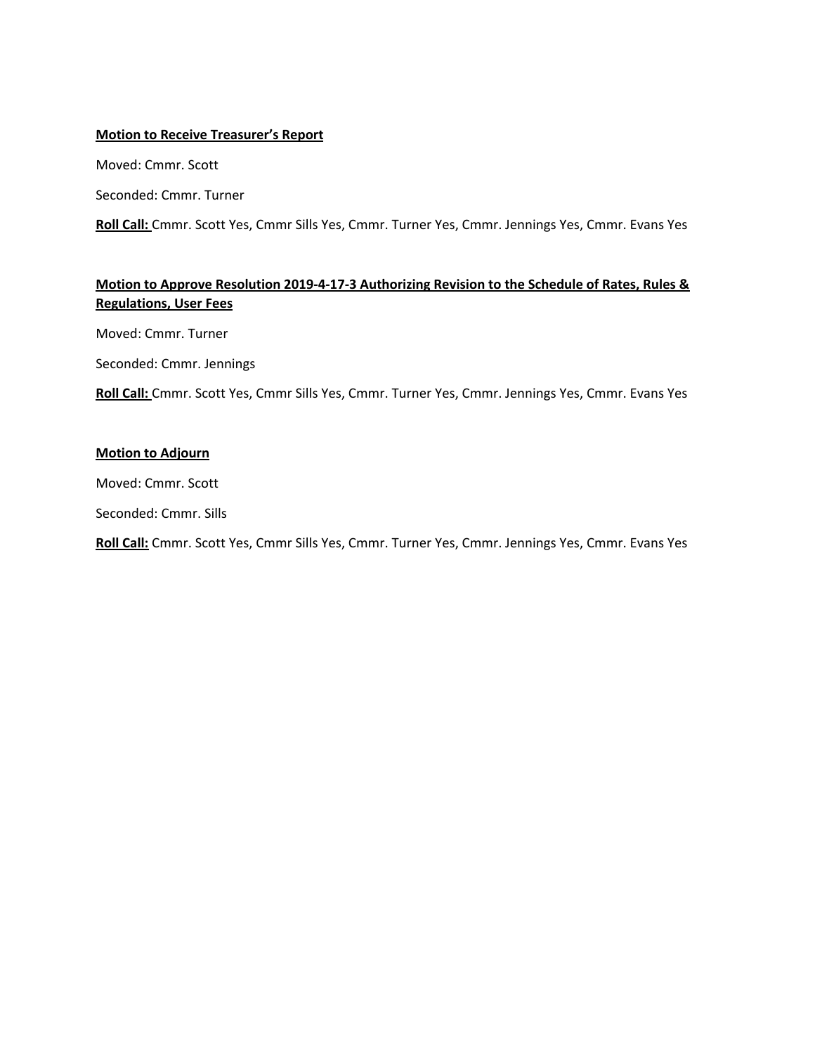**Motion to Receive Treasurer's Report**

Moved: Cmmr. Scott

Seconded: Cmmr. Turner

**Roll Call:** Cmmr. Scott Yes, Cmmr Sills Yes, Cmmr. Turner Yes, Cmmr. Jennings Yes, Cmmr. Evans Yes

**Motion to Approve Resolution 2019-4-17-3 Authorizing Revision to the Schedule of Rates, Rules & Regulations, User Fees**

Moved: Cmmr. Turner

Seconded: Cmmr. Jennings

**Roll Call:** Cmmr. Scott Yes, Cmmr Sills Yes, Cmmr. Turner Yes, Cmmr. Jennings Yes, Cmmr. Evans Yes

**Motion to Adjourn**

Moved: Cmmr. Scott

Seconded: Cmmr. Sills

**Roll Call:** Cmmr. Scott Yes, Cmmr Sills Yes, Cmmr. Turner Yes, Cmmr. Jennings Yes, Cmmr. Evans Yes